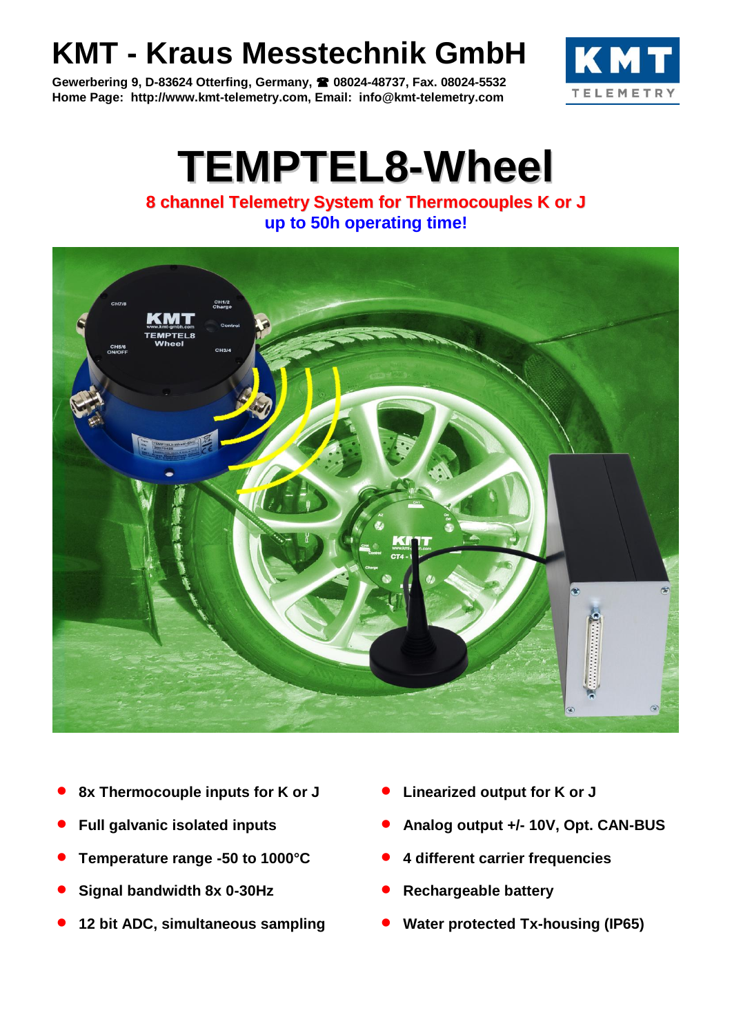# KMT - Kraus Messtechnik GmbH

**Gewerbering 9, D-83624 Otterfing, Germany, ☎ 08024-48737, Fax. 08024-5532**
**Home Page: http://www.kmt-telemetry.com, Email: info@kmt-telemetry.com**

# TEMPTEL8-Wheel

## 8 channel Telemetry System for Thermocouples K or J

## up to 50h operating time!

- **8x Thermocouple inputs for K or J**
- **Full galvanic isolated inputs**
- **Temperature range -50 to 1000°C**
- **Signal bandwidth 8x 0-30Hz**
- **12 bit ADC, simultaneous sampling**
- **Linearized output for K or J**
- **Analog output +/- 10V, Opt. CAN-BUS**
- **4 different carrier frequencies**
- **Rechargeable battery**
- **Water protected Tx-housing (IP65)**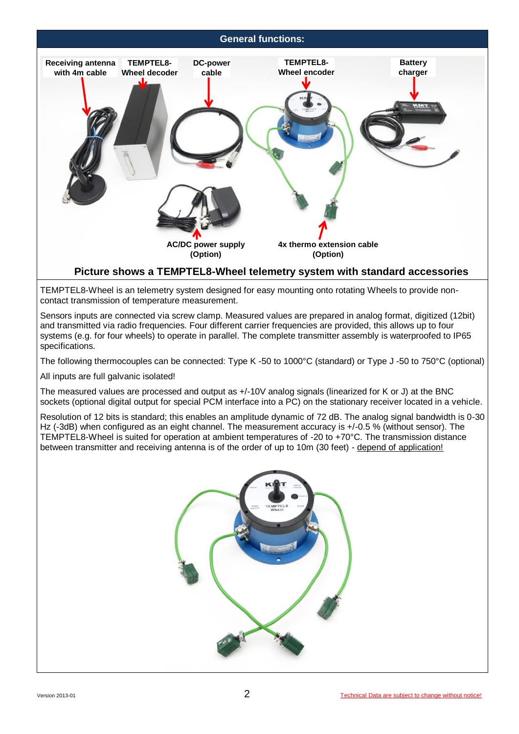## General functions:

Receiving antenna with 4m cable | TEMPTEL8-Wheel decoder | DC-power cable | TEMPTEL8-Wheel encoder | Battery charger

AC/DC power supply (Option) | 4x thermo extension cable (Option)

**Picture shows a TEMPTEL8-Wheel telemetry system with standard accessories**

TEMPTEL8-Wheel is an telemetry system designed for easy mounting onto rotating Wheels to provide non-contact transmission of temperature measurement.

Sensors inputs are connected via screw clamp. Measured values are prepared in analog format, digitized (12bit) and transmitted via radio frequencies. Four different carrier frequencies are provided, this allows up to four systems (e.g. for four wheels) to operate in parallel. The complete transmitter assembly is waterproofed to IP65 specifications.

The following thermocouples can be connected: Type K -50 to 1000°C (standard) or Type J -50 to 750°C (optional)

All inputs are full galvanic isolated!

The measured values are processed and output as +/-10V analog signals (linearized for K or J) at the BNC sockets (optional digital output for special PCM interface into a PC) on the stationary receiver located in a vehicle.

Resolution of 12 bits is standard; this enables an amplitude dynamic of 72 dB. The analog signal bandwidth is 0-30 Hz (-3dB) when configured as an eight channel. The measurement accuracy is +/-0.5 % (without sensor). The TEMPTEL8-Wheel is suited for operation at ambient temperatures of -20 to +70°C. The transmission distance between transmitter and receiving antenna is of the order of up to 10m (30 feet) - depend of application!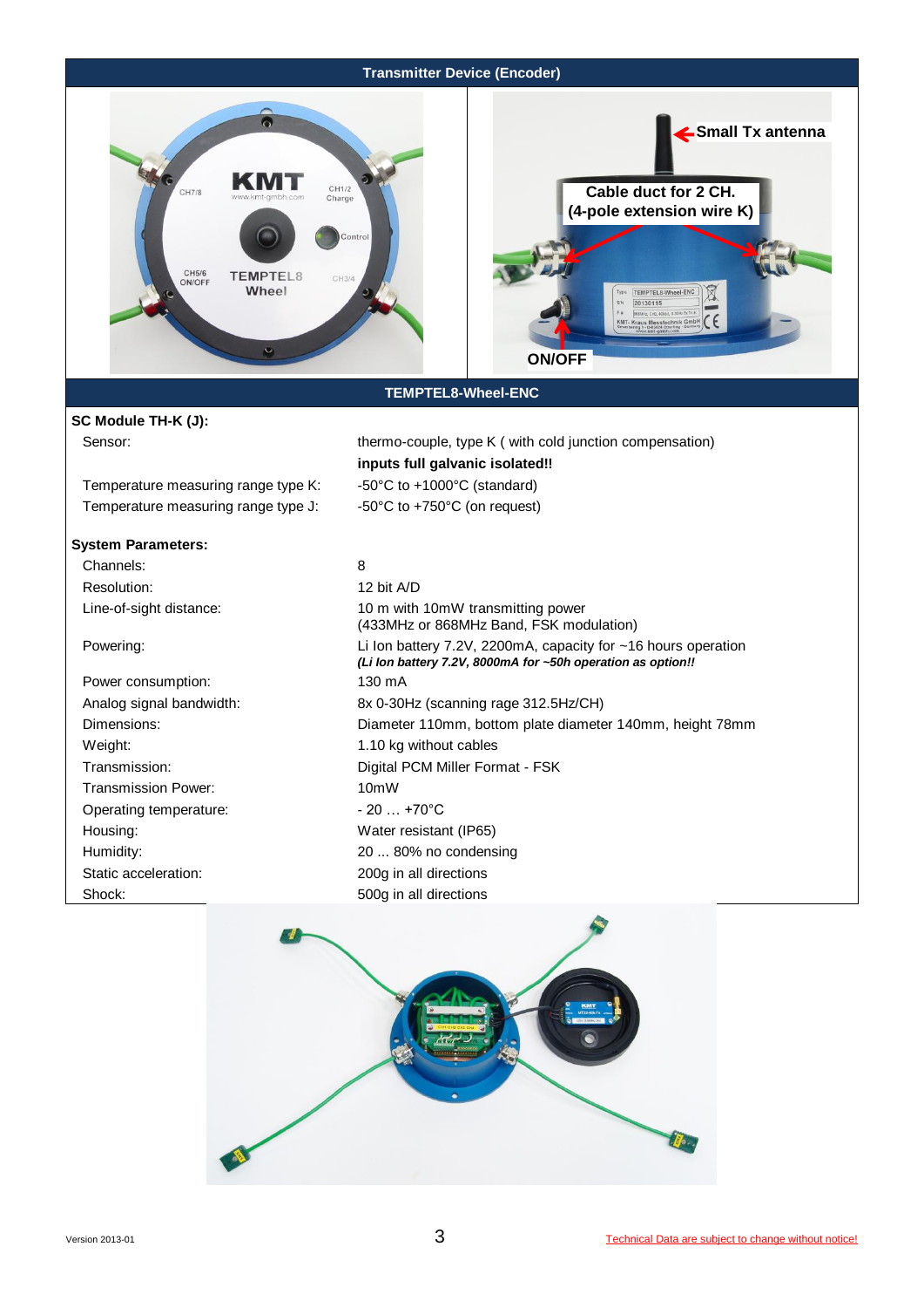## Transmitter Device (Encoder)

## TEMPTEL8-Wheel-ENC

**SC Module TH-K (J):**

| | |
|---|---|
| Sensor: | thermo-couple, type K ( with cold junction compensation) **inputs full galvanic isolated!!** |
| Temperature measuring range type K: | -50°C to +1000°C (standard) |
| Temperature measuring range type J: | -50°C to +750°C (on request) |

**System Parameters:**

| | |
|---|---|
| Channels: | 8 |
| Resolution: | 12 bit A/D |
| Line-of-sight distance: | 10 m with 10mW transmitting power (433MHz or 868MHz Band, FSK modulation) |
| Powering: | Li Ion battery 7.2V, 2200mA, capacity for ~16 hours operation ***(Li Ion battery 7.2V, 8000mA for ~50h operation as option!!*** |
| Power consumption: | 130 mA |
| Analog signal bandwidth: | 8x 0-30Hz (scanning rage 312.5Hz/CH) |
| Dimensions: | Diameter 110mm, bottom plate diameter 140mm, height 78mm |
| Weight: | 1.10 kg without cables |
| Transmission: | Digital PCM Miller Format - FSK |
| Transmission Power: | 10mW |
| Operating temperature: | - 20 … +70°C |
| Housing: | Water resistant (IP65) |
| Humidity: | 20 ... 80% no condensing |
| Static acceleration: | 200g in all directions |
| Shock: | 500g in all directions |

Version 2013-01

Technical Data are subject to change without notice!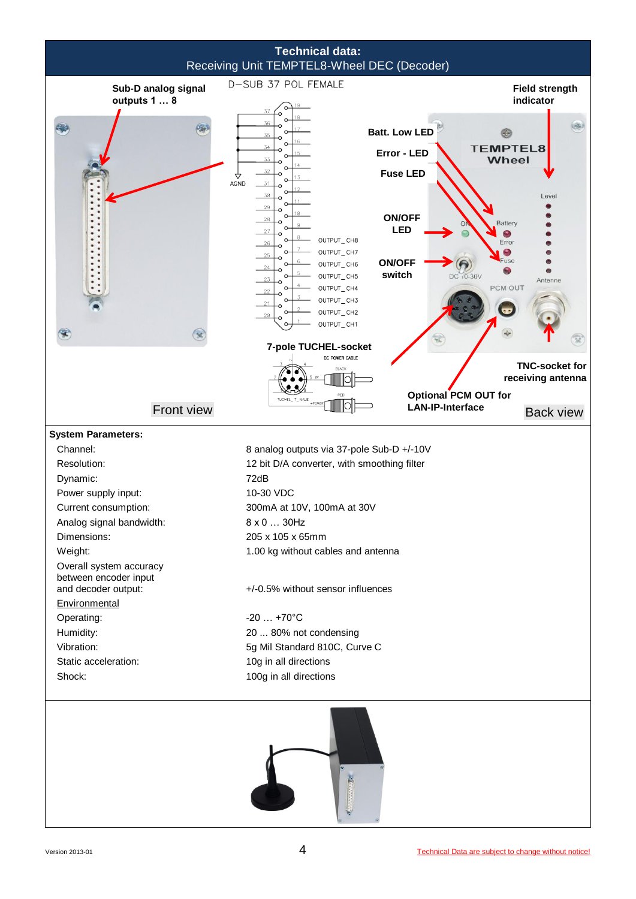## Technical data:
Receiving Unit TEMPTEL8-Wheel DEC (Decoder)

Sub-D analog signal outputs 1 … 8

D–SUB 37 POL FEMALE

Field strength indicator

Batt. Low LED

Error - LED

Fuse LED

ON/OFF LED

ON/OFF switch

7-pole TUCHEL-socket

TNC-socket for receiving antenna

Optional PCM OUT for LAN-IP-Interface

Front view

Back view

**System Parameters:**

| | |
|---|---|
| Channel: | 8 analog outputs via 37-pole Sub-D +/-10V |
| Resolution: | 12 bit D/A converter, with smoothing filter |
| Dynamic: | 72dB |
| Power supply input: | 10-30 VDC |
| Current consumption: | 300mA at 10V, 100mA at 30V |
| Analog signal bandwidth: | 8 x 0 … 30Hz |
| Dimensions: | 205 x 105 x 65mm |
| Weight: | 1.00 kg without cables and antenna |
| Overall system accuracy between encoder input and decoder output: | +/-0.5% without sensor influences |
| Environmental | |
| Operating: | -20 … +70°C |
| Humidity: | 20 ... 80% not condensing |
| Vibration: | 5g Mil Standard 810C, Curve C |
| Static acceleration: | 10g in all directions |
| Shock: | 100g in all directions |

Version 2013-01

Technical Data are subject to change without notice!